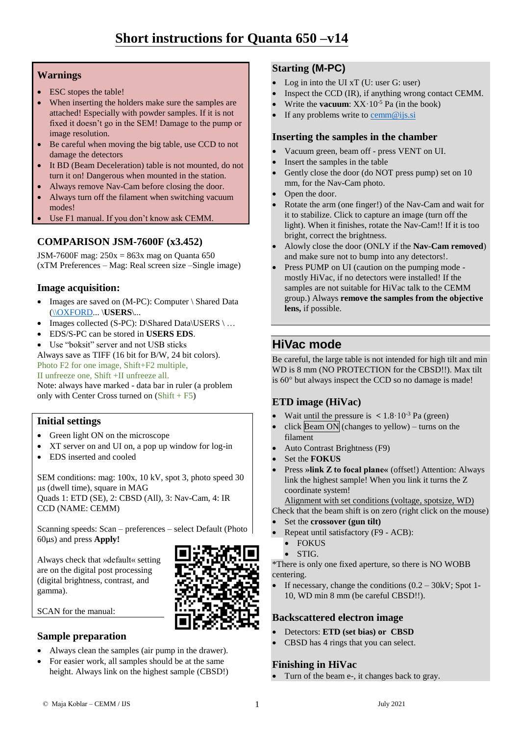# Short instructions for Quanta 650 –v14

## Warnings

- ESC stopes the table!
- When inserting the holders make sure the samples are attached! Especially with powder samples. If it is not fixed it doesn't go in the SEM! Damage to the pump or image resolution.
- Be careful when moving the big table, use CCD to not damage the detectors
- It BD (Beam Deceleration) table is not mounted, do not turn it on! Dangerous when mounted in the station.
- Always remove Nav-Cam before closing the door.
- Always turn off the filament when switching vacuum modes!
- Use F1 manual. If you don't know ask CEMM.

## COMPARISON JSM-7600F (x3.452)

JSM-7600F mag: 250x = 863x mag on Quanta 650
(xTM Preferences – Mag: Real screen size –Single image)

## Image acquisition:

- Images are saved on (M-PC): Computer \ Shared Data (\\OXFORD... \**USERS**\...
- Images collected (S-PC): D\Shared Data\USERS \ …
- EDS/S-PC can be stored in **USERS EDS**.
- Use "boksit" server and not USB sticks

Always save as TIFF (16 bit for B/W, 24 bit colors).
Photo F2 for one image, Shift+F2 multiple,
II unfreeze one, Shift +II unfreeze all.
Note: always have marked - data bar in ruler (a problem only with Center Cross turned on (Shift + F5)

## Initial settings

- Green light ON on the microscope
- XT server on and UI on, a pop up window for log-in
- EDS inserted and cooled

SEM conditions: mag: 100x, 10 kV, spot 3, photo speed 30 µs (dwell time), square in MAG
Quads 1: ETD (SE), 2: CBSD (All), 3: Nav-Cam, 4: IR CCD (NAME: CEMM)

Scanning speeds: Scan – preferences – select Default (Photo 60µs) and press **Apply!**

Always check that »default« setting are on the digital post processing (digital brightness, contrast, and gamma).

SCAN for the manual:

## Sample preparation

- Always clean the samples (air pump in the drawer).
- For easier work, all samples should be at the same height. Always link on the highest sample (CBSD!)

## Starting (M-PC)

- Log in into the UI xT (U: user G: user)
- Inspect the CCD (IR), if anything wrong contact CEMM.
- Write the **vacuum**: XX$\cdot 10^{-5}$ Pa (in the book)
- If any problems write to cemm@ijs.si

## Inserting the samples in the chamber

- Vacuum green, beam off - press VENT on UI.
- Insert the samples in the table
- Gently close the door (do NOT press pump) set on 10 mm, for the Nav-Cam photo.
- Open the door.
- Rotate the arm (one finger!) of the Nav-Cam and wait for it to stabilize. Click to capture an image (turn off the light). When it finishes, rotate the Nav-Cam!! If it is too bright, correct the brightness.
- Alowly close the door (ONLY if the **Nav-Cam removed**) and make sure not to bump into any detectors!.
- Press PUMP on UI (caution on the pumping mode - mostly HiVac, if no detectors were installed! If the samples are not suitable for HiVac talk to the CEMM group.) Always **remove the samples from the objective lens,** if possible.

# HiVac mode

Be careful, the large table is not intended for high tilt and min WD is 8 mm (NO PROTECTION for the CBSD!!). Max tilt is 60° but always inspect the CCD so no damage is made!

## ETD image (HiVac)

- Wait until the pressure is $< 1.8\cdot 10^{-3}$ Pa (green)
- click Beam ON (changes to yellow) – turns on the filament
- Auto Contrast Brightness (F9)
- Set the **FOKUS**
- Press **»link Z to focal plane«** (offset!) Attention: Always link the highest sample! When you link it turns the Z coordinate system!

  Alignment with set conditions (voltage, spotsize, WD)

Check that the beam shift is on zero (right click on the mouse)

- Set the **crossover (gun tilt)**
- Repeat until satisfactory (F9 - ACB):
  - FOKUS
  - STIG.

*There is only one fixed aperture, so there is NO WOBB centering.

- If necessary, change the conditions (0.2 – 30kV; Spot 1-10, WD min 8 mm (be careful CBSD!!).

## Backscattered electron image

- Detectors: **ETD (set bias) or CBSD**
- CBSD has 4 rings that you can select.

## Finishing in HiVac

- Turn of the beam e-, it changes back to gray.

© Maja Koblar – CEMM / IJS July 2021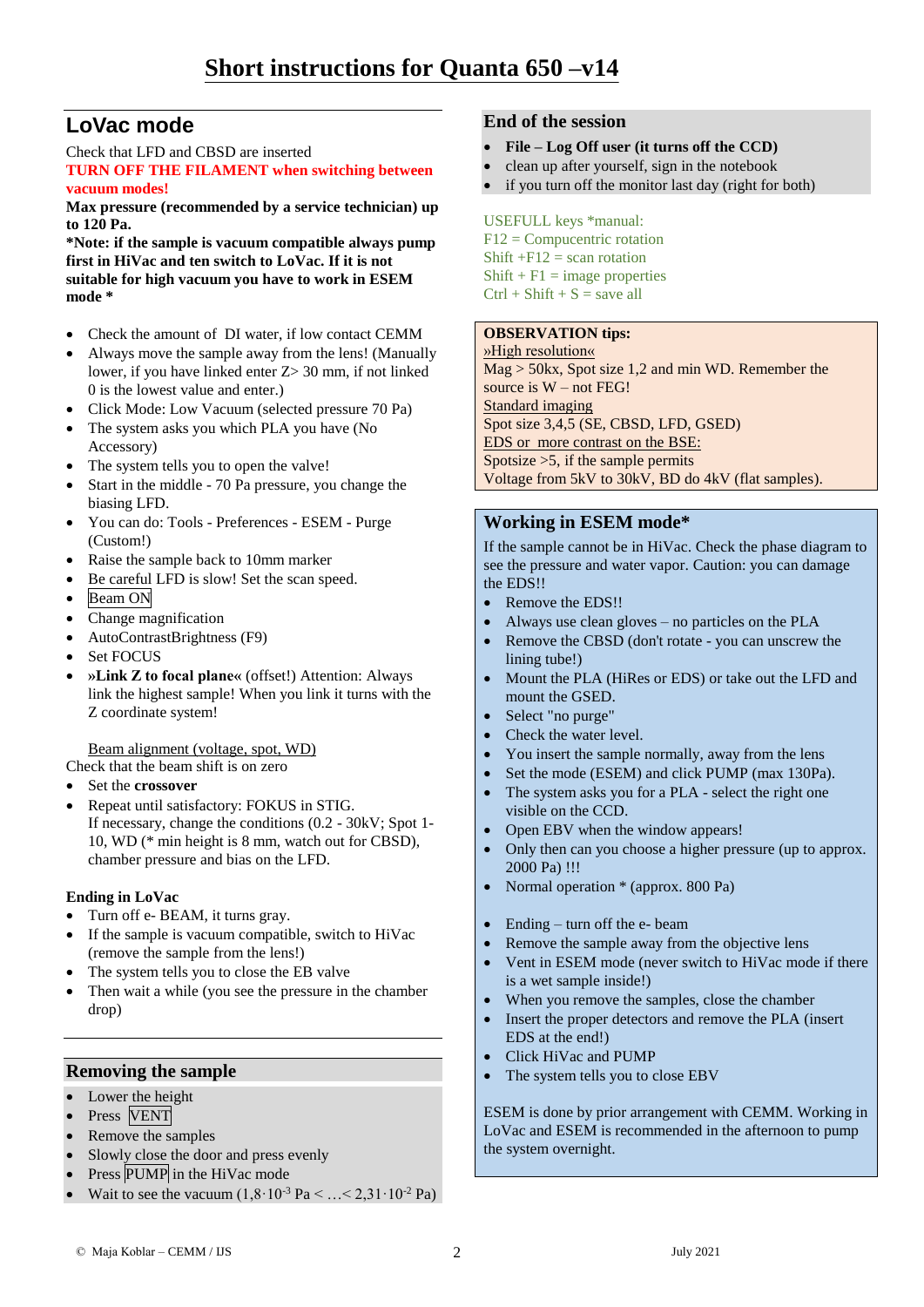# Short instructions for Quanta 650 –v14

## LoVac mode

Check that LFD and CBSD are inserted

**TURN OFF THE FILAMENT when switching between vacuum modes!**

**Max pressure (recommended by a service technician) up to 120 Pa.**

***Note: if the sample is vacuum compatible always pump first in HiVac and ten switch to LoVac. If it is not suitable for high vacuum you have to work in ESEM mode ***

- Check the amount of DI water, if low contact CEMM
- Always move the sample away from the lens! (Manually lower, if you have linked enter Z> 30 mm, if not linked 0 is the lowest value and enter.)
- Click Mode: Low Vacuum (selected pressure 70 Pa)
- The system asks you which PLA you have (No Accessory)
- The system tells you to open the valve!
- Start in the middle - 70 Pa pressure, you change the biasing LFD.
- You can do: Tools - Preferences - ESEM - Purge (Custom!)
- Raise the sample back to 10mm marker
- Be careful LFD is slow! Set the scan speed.
- Beam ON
- Change magnification
- AutoContrastBrightness (F9)
- Set FOCUS
- **»Link Z to focal plane«** (offset!) Attention: Always link the highest sample! When you link it turns with the Z coordinate system!

Beam alignment (voltage, spot, WD)

Check that the beam shift is on zero

- Set the **crossover**
- Repeat until satisfactory: FOKUS in STIG.
  If necessary, change the conditions (0.2 - 30kV; Spot 1-10, WD (* min height is 8 mm, watch out for CBSD), chamber pressure and bias on the LFD.

**Ending in LoVac**

- Turn off e- BEAM, it turns gray.
- If the sample is vacuum compatible, switch to HiVac (remove the sample from the lens!)
- The system tells you to close the EB valve
- Then wait a while (you see the pressure in the chamber drop)

## Removing the sample

- Lower the height
- Press VENT
- Remove the samples
- Slowly close the door and press evenly
- Press PUMP in the HiVac mode
- Wait to see the vacuum ($1{,}8 \cdot 10^{-3}$ Pa < …< $2{,}31 \cdot 10^{-2}$ Pa)

## End of the session

- **File – Log Off user (it turns off the CCD)**
- clean up after yourself, sign in the notebook
- if you turn off the monitor last day (right for both)

USEFULL keys *manual:
F12 = Compucentric rotation
Shift +F12 = scan rotation
Shift + F1 = image properties
Ctrl + Shift + S = save all

**OBSERVATION tips:**

»High resolution«

Mag > 50kx, Spot size 1,2 and min WD. Remember the source is W – not FEG!

Standard imaging

Spot size 3,4,5 (SE, CBSD, LFD, GSED)

EDS or more contrast on the BSE:

Spotsize >5, if the sample permits

Voltage from 5kV to 30kV, BD do 4kV (flat samples).

## Working in ESEM mode*

If the sample cannot be in HiVac. Check the phase diagram to see the pressure and water vapor. Caution: you can damage the EDS!!

- Remove the EDS!!
- Always use clean gloves – no particles on the PLA
- Remove the CBSD (don't rotate - you can unscrew the lining tube!)
- Mount the PLA (HiRes or EDS) or take out the LFD and mount the GSED.
- Select "no purge"
- Check the water level.
- You insert the sample normally, away from the lens
- Set the mode (ESEM) and click PUMP (max 130Pa).
- The system asks you for a PLA - select the right one visible on the CCD.
- Open EBV when the window appears!
- Only then can you choose a higher pressure (up to approx. 2000 Pa) !!!
- Normal operation * (approx. 800 Pa)

- Ending – turn off the e- beam
- Remove the sample away from the objective lens
- Vent in ESEM mode (never switch to HiVac mode if there is a wet sample inside!)
- When you remove the samples, close the chamber
- Insert the proper detectors and remove the PLA (insert EDS at the end!)
- Click HiVac and PUMP
- The system tells you to close EBV

ESEM is done by prior arrangement with CEMM. Working in LoVac and ESEM is recommended in the afternoon to pump the system overnight.

© Maja Koblar – CEMM / IJS    July 2021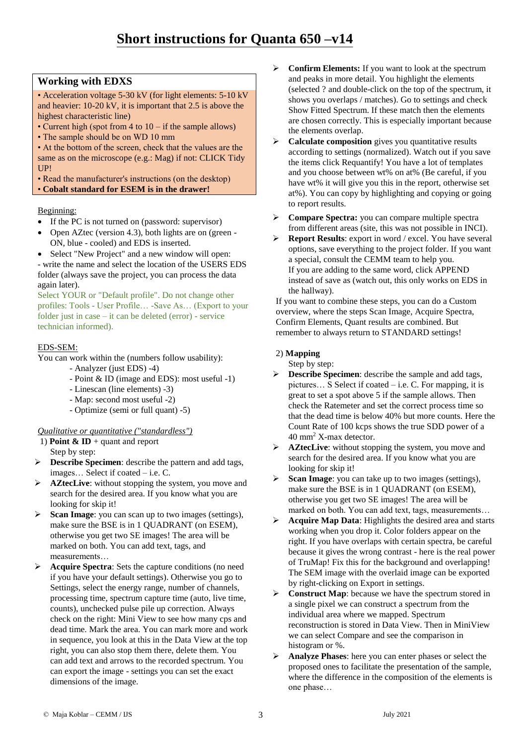# Short instructions for Quanta 650 –v14

## Working with EDXS

- Acceleration voltage 5-30 kV (for light elements: 5-10 kV and heavier: 10-20 kV, it is important that 2.5 is above the highest characteristic line)
- Current high (spot from 4 to 10 – if the sample allows)
- The sample should be on WD 10 mm
- At the bottom of the screen, check that the values are the same as on the microscope (e.g.: Mag) if not: CLICK Tidy UP!
- Read the manufacturer's instructions (on the desktop)
- **Cobalt standard for ESEM is in the drawer!**

Beginning:

- If the PC is not turned on (password: supervisor)
- Open AZtec (version 4.3), both lights are on (green - ON, blue - cooled) and EDS is inserted.
- Select "New Project" and a new window will open:

- write the name and select the location of the USERS EDS folder (always save the project, you can process the data again later).

Select YOUR or "Default profile". Do not change other profiles: Tools - User Profile… -Save As… (Export to your folder just in case – it can be deleted (error) - service technician informed).

EDS-SEM:

You can work within the (numbers follow usability):

- Analyzer (just EDS) -4)
- Point & ID (image and EDS): most useful -1)
- Linescan (line elements) -3)
- Map: second most useful -2)
- Optimize (semi or full quant) -5)

*Qualitative or quantitative ("standardless")*

1) **Point & ID** + quant and report

Step by step:

- **Describe Specimen**: describe the pattern and add tags, images… Select if coated – i.e. C.
- **AZtecLive**: without stopping the system, you move and search for the desired area. If you know what you are looking for skip it!
- **Scan Image**: you can scan up to two images (settings), make sure the BSE is in 1 QUADRANT (on ESEM), otherwise you get two SE images! The area will be marked on both. You can add text, tags, and measurements…
- **Acquire Spectra**: Sets the capture conditions (no need if you have your default settings). Otherwise you go to Settings, select the energy range, number of channels, processing time, spectrum capture time (auto, live time, counts), unchecked pulse pile up correction. Always check on the right: Mini View to see how many cps and dead time. Mark the area. You can mark more and work in sequence, you look at this in the Data View at the top right, you can also stop them there, delete them. You can add text and arrows to the recorded spectrum. You can export the image - settings you can set the exact dimensions of the image.
- **Confirm Elements:** If you want to look at the spectrum and peaks in more detail. You highlight the elements (selected ? and double-click on the top of the spectrum, it shows you overlaps / matches). Go to settings and check Show Fitted Spectrum. If these match then the elements are chosen correctly. This is especially important because the elements overlap.
- **Calculate composition** gives you quantitative results according to settings (normalized). Watch out if you save the items click Requantify! You have a lot of templates and you choose between wt% on at% (Be careful, if you have wt% it will give you this in the report, otherwise set at%). You can copy by highlighting and copying or going to report results.
- **Compare Spectra:** you can compare multiple spectra from different areas (site, this was not possible in INCI).
- **Report Results**: export in word / excel. You have several options, save everything to the project folder. If you want a special, consult the CEMM team to help you. If you are adding to the same word, click APPEND instead of save as (watch out, this only works on EDS in the hallway).

If you want to combine these steps, you can do a Custom overview, where the steps Scan Image, Acquire Spectra, Confirm Elements, Quant results are combined. But remember to always return to STANDARD settings!

2) **Mapping**

Step by step:

- **Describe Specimen**: describe the sample and add tags, pictures… S Select if coated – i.e. C. For mapping, it is great to set a spot above 5 if the sample allows. Then check the Ratemeter and set the correct process time so that the dead time is below 40% but more counts. Here the Count Rate of 100 kcps shows the true SDD power of a 40 mm$^2$ X-max detector.
- **AZtecLive**: without stopping the system, you move and search for the desired area. If you know what you are looking for skip it!
- **Scan Image**: you can take up to two images (settings), make sure the BSE is in 1 QUADRANT (on ESEM), otherwise you get two SE images! The area will be marked on both. You can add text, tags, measurements…
- **Acquire Map Data**: Highlights the desired area and starts working when you drop it. Color folders appear on the right. If you have overlaps with certain spectra, be careful because it gives the wrong contrast - here is the real power of TruMap! Fix this for the background and overlapping! The SEM image with the overlaid image can be exported by right-clicking on Export in settings.
- **Construct Map**: because we have the spectrum stored in a single pixel we can construct a spectrum from the individual area where we mapped. Spectrum reconstruction is stored in Data View. Then in MiniView we can select Compare and see the comparison in histogram or %.
- **Analyze Phases**: here you can enter phases or select the proposed ones to facilitate the presentation of the sample, where the difference in the composition of the elements is one phase…

© Maja Koblar – CEMM / IJS July 2021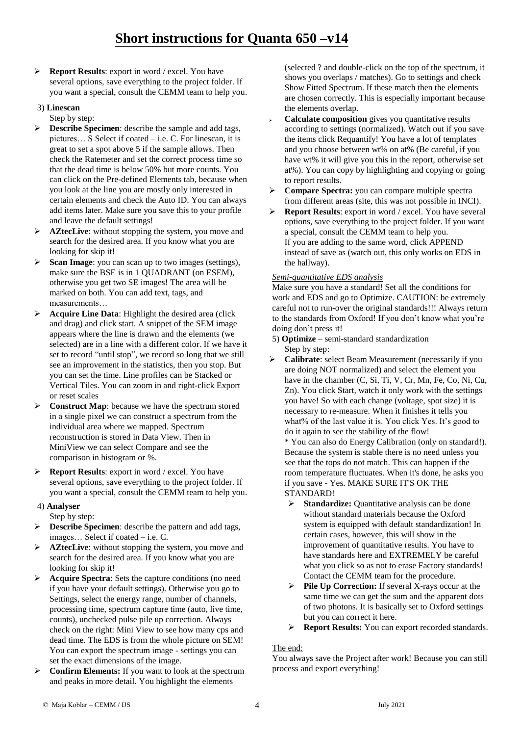# Short instructions for Quanta 650 –v14

- **Report Results**: export in word / excel. You have several options, save everything to the project folder. If you want a special, consult the CEMM team to help you.

3) **Linescan**

Step by step:

- **Describe Specimen**: describe the sample and add tags, pictures… S Select if coated – i.e. C. For linescan, it is great to set a spot above 5 if the sample allows. Then check the Ratemeter and set the correct process time so that the dead time is below 50% but more counts. You can click on the Pre-defined Elements tab, because when you look at the line you are mostly only interested in certain elements and check the Auto ID. You can always add items later. Make sure you save this to your profile and leave the default settings!
- **AZtecLive**: without stopping the system, you move and search for the desired area. If you know what you are looking for skip it!
- **Scan Image**: you can scan up to two images (settings), make sure the BSE is in 1 QUADRANT (on ESEM), otherwise you get two SE images! The area will be marked on both. You can add text, tags, and measurements…
- **Acquire Line Data**: Highlight the desired area (click and drag) and click start. A snippet of the SEM image appears where the line is drawn and the elements (we selected) are in a line with a different color. If we have it set to record "until stop", we record so long that we still see an improvement in the statistics, then you stop. But you can set the time. Line profiles can be Stacked or Vertical Tiles. You can zoom in and right-click Export or reset scales
- **Construct Map**: because we have the spectrum stored in a single pixel we can construct a spectrum from the individual area where we mapped. Spectrum reconstruction is stored in Data View. Then in MiniView we can select Compare and see the comparison in histogram or %.
- **Report Results**: export in word / excel. You have several options, save everything to the project folder. If you want a special, consult the CEMM team to help you.

4) **Analyser**

Step by step:

- **Describe Specimen**: describe the pattern and add tags, images… Select if coated – i.e. C.
- **AZtecLive**: without stopping the system, you move and search for the desired area. If you know what you are looking for skip it!
- **Acquire Spectra**: Sets the capture conditions (no need if you have your default settings). Otherwise you go to Settings, select the energy range, number of channels, processing time, spectrum capture time (auto, live time, counts), unchecked pulse pile up correction. Always check on the right: Mini View to see how many cps and dead time. The EDS is from the whole picture on SEM! You can export the spectrum image - settings you can set the exact dimensions of the image.
- **Confirm Elements:** If you want to look at the spectrum and peaks in more detail. You highlight the elements (selected ? and double-click on the top of the spectrum, it shows you overlaps / matches). Go to settings and check Show Fitted Spectrum. If these match then the elements are chosen correctly. This is especially important because the elements overlap.
- **Calculate composition** gives you quantitative results according to settings (normalized). Watch out if you save the items click Requantify! You have a lot of templates and you choose between wt% on at% (Be careful, if you have wt% it will give you this in the report, otherwise set at%). You can copy by highlighting and copying or going to report results.
- **Compare Spectra:** you can compare multiple spectra from different areas (site, this was not possible in INCI).
- **Report Results**: export in word / excel. You have several options, save everything to the project folder. If you want a special, consult the CEMM team to help you. If you are adding to the same word, click APPEND instead of save as (watch out, this only works on EDS in the hallway).

*Semi-quantitative EDS analysis*

Make sure you have a standard! Set all the conditions for work and EDS and go to Optimize. CAUTION: be extremely careful not to run-over the original standards!!! Always return to the standards from Oxford! If you don't know what you're doing don't press it!

5) **Optimize** – semi-standard standardization

Step by step:

- **Calibrate**: select Beam Measurement (necessarily if you are doing NOT normalized) and select the element you have in the chamber (C, Si, Ti, V, Cr, Mn, Fe, Co, Ni, Cu, Zn). You click Start, watch it only work with the settings you have! So with each change (voltage, spot size) it is necessary to re-measure. When it finishes it tells you what% of the last value it is. You click Yes. It's good to do it again to see the stability of the flow!

  \* You can also do Energy Calibration (only on standard!). Because the system is stable there is no need unless you see that the tops do not match. This can happen if the room temperature fluctuates. When it's done, he asks you if you save - Yes. MAKE SURE IT'S OK THE STANDARD!

  - **Standardize:** Quantitative analysis can be done without standard materials because the Oxford system is equipped with default standardization! In certain cases, however, this will show in the improvement of quantitative results. You have to have standards here and EXTREMELY be careful what you click so as not to erase Factory standards! Contact the CEMM team for the procedure.
  - **Pile Up Correction:** If several X-rays occur at the same time we can get the sum and the apparent dots of two photons. It is basically set to Oxford settings but you can correct it here.
  - **Report Results:** You can export recorded standards.

The end:

You always save the Project after work! Because you can still process and export everything!

© Maja Koblar – CEMM / IJS July 2021